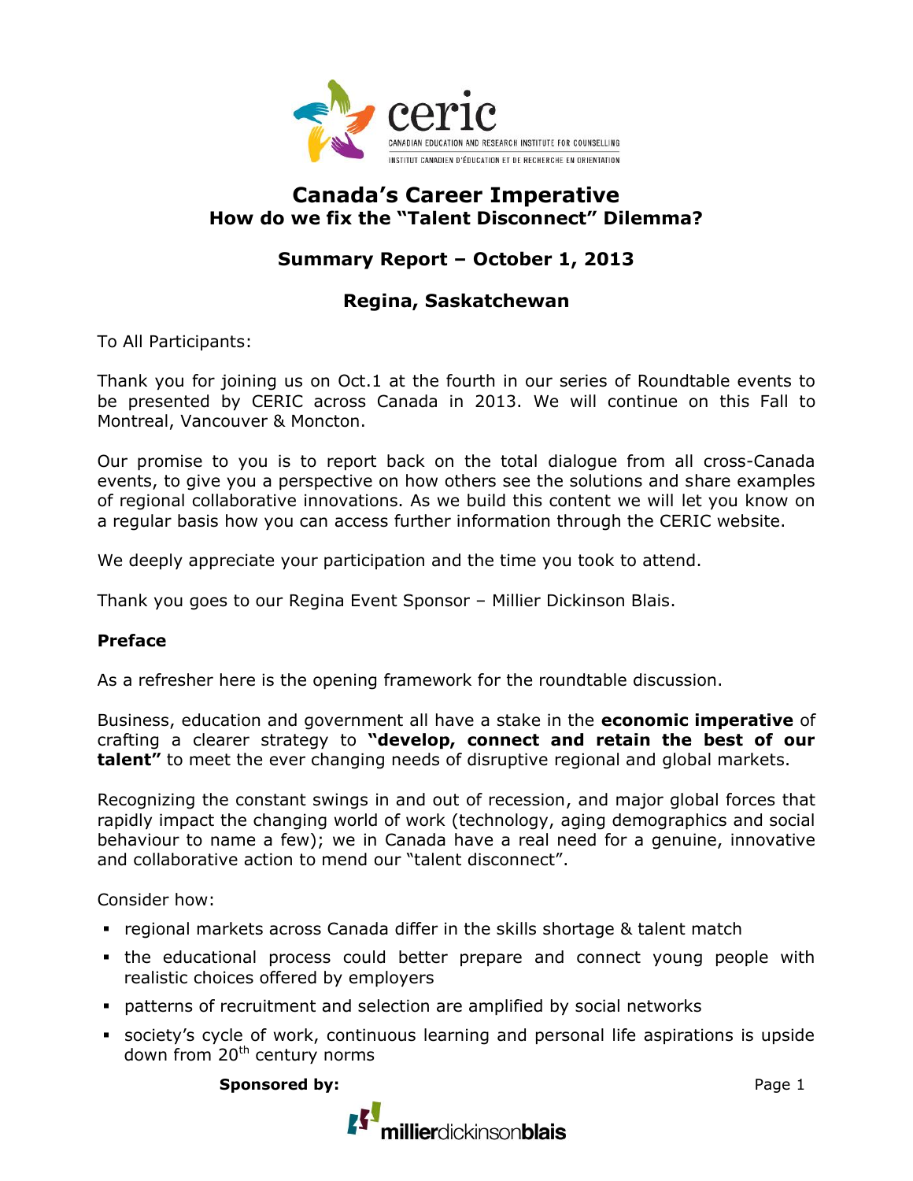# Canada's Career Imperative
## How do we fix the "Talent Disconnect" Dilemma?

### Summary Report – October 1, 2013

### Regina, Saskatchewan

To All Participants:

Thank you for joining us on Oct.1 at the fourth in our series of Roundtable events to be presented by CERIC across Canada in 2013. We will continue on this Fall to Montreal, Vancouver & Moncton.

Our promise to you is to report back on the total dialogue from all cross-Canada events, to give you a perspective on how others see the solutions and share examples of regional collaborative innovations. As we build this content we will let you know on a regular basis how you can access further information through the CERIC website.

We deeply appreciate your participation and the time you took to attend.

Thank you goes to our Regina Event Sponsor – Millier Dickinson Blais.

**Preface**

As a refresher here is the opening framework for the roundtable discussion.

Business, education and government all have a stake in the **economic imperative** of crafting a clearer strategy to **"develop, connect and retain the best of our talent"** to meet the ever changing needs of disruptive regional and global markets.

Recognizing the constant swings in and out of recession, and major global forces that rapidly impact the changing world of work (technology, aging demographics and social behaviour to name a few); we in Canada have a real need for a genuine, innovative and collaborative action to mend our "talent disconnect".

Consider how:

- regional markets across Canada differ in the skills shortage & talent match
- the educational process could better prepare and connect young people with realistic choices offered by employers
- patterns of recruitment and selection are amplified by social networks
- society's cycle of work, continuous learning and personal life aspirations is upside down from 20th century norms

**Sponsored by:**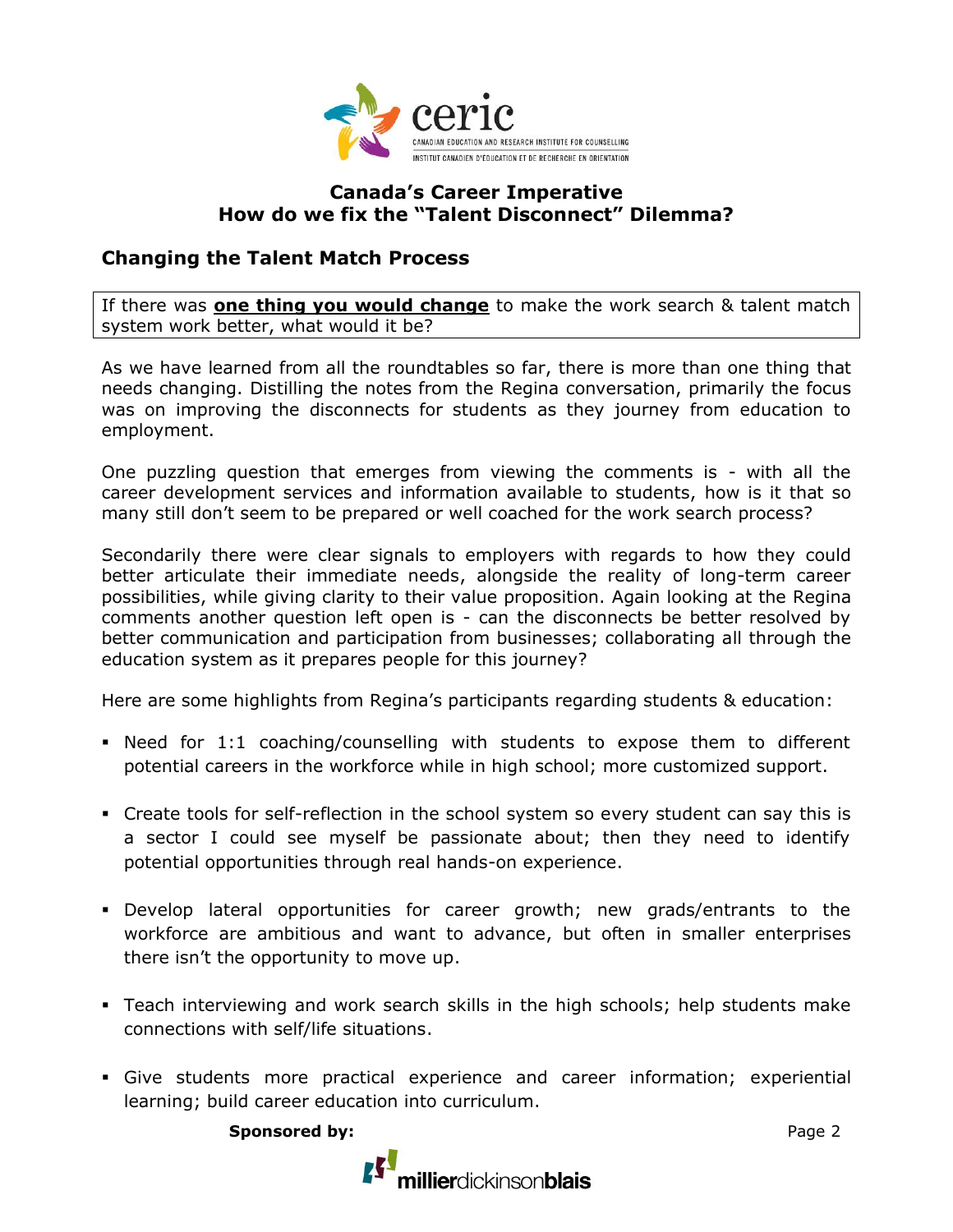**Canada's Career Imperative**
**How do we fix the "Talent Disconnect" Dilemma?**

## Changing the Talent Match Process

If there was **one thing you would change** to make the work search & talent match system work better, what would it be?

As we have learned from all the roundtables so far, there is more than one thing that needs changing. Distilling the notes from the Regina conversation, primarily the focus was on improving the disconnects for students as they journey from education to employment.

One puzzling question that emerges from viewing the comments is - with all the career development services and information available to students, how is it that so many still don't seem to be prepared or well coached for the work search process?

Secondarily there were clear signals to employers with regards to how they could better articulate their immediate needs, alongside the reality of long-term career possibilities, while giving clarity to their value proposition. Again looking at the Regina comments another question left open is - can the disconnects be better resolved by better communication and participation from businesses; collaborating all through the education system as it prepares people for this journey?

Here are some highlights from Regina's participants regarding students & education:

- Need for 1:1 coaching/counselling with students to expose them to different potential careers in the workforce while in high school; more customized support.
- Create tools for self-reflection in the school system so every student can say this is a sector I could see myself be passionate about; then they need to identify potential opportunities through real hands-on experience.
- Develop lateral opportunities for career growth; new grads/entrants to the workforce are ambitious and want to advance, but often in smaller enterprises there isn't the opportunity to move up.
- Teach interviewing and work search skills in the high schools; help students make connections with self/life situations.
- Give students more practical experience and career information; experiential learning; build career education into curriculum.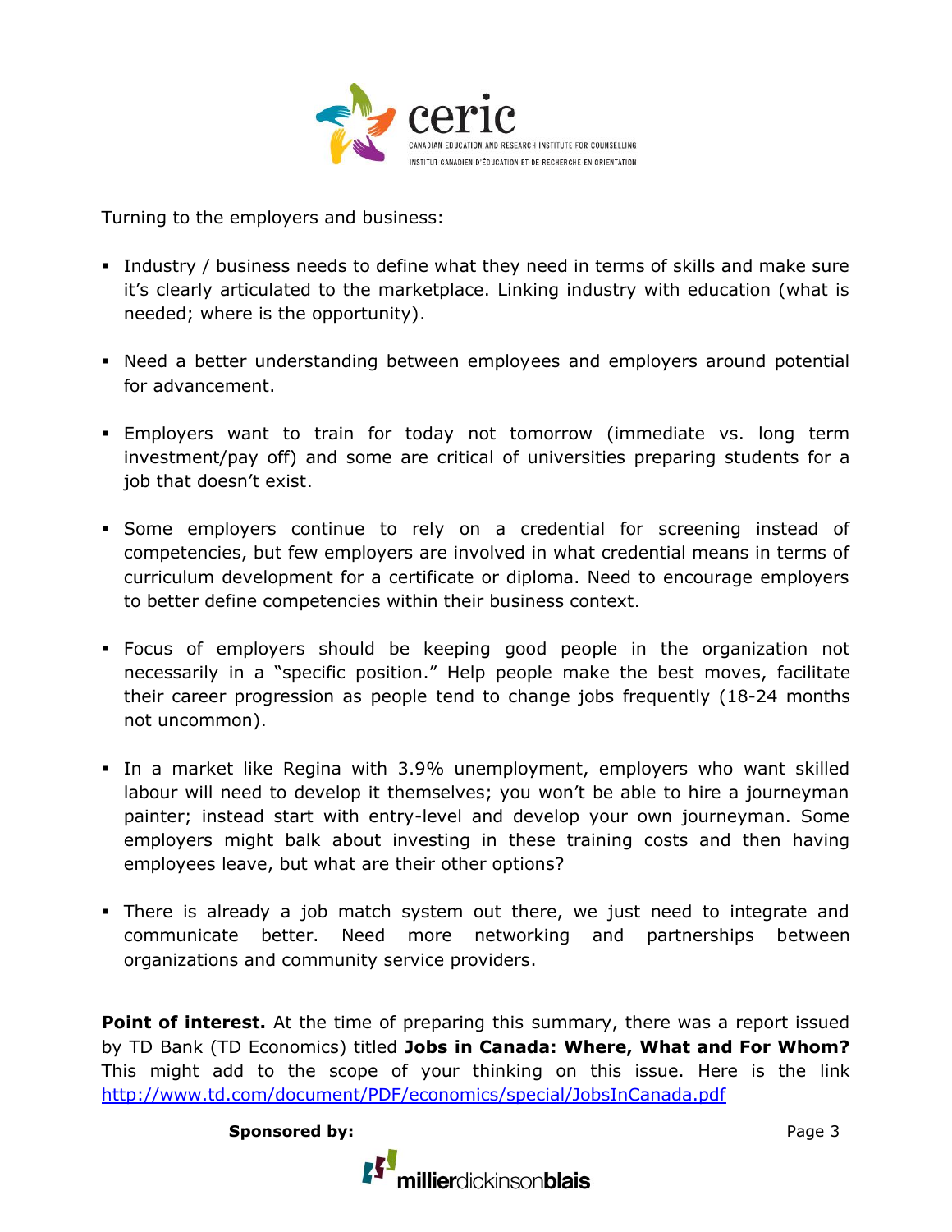Turning to the employers and business:

- Industry / business needs to define what they need in terms of skills and make sure it's clearly articulated to the marketplace. Linking industry with education (what is needed; where is the opportunity).
- Need a better understanding between employees and employers around potential for advancement.
- Employers want to train for today not tomorrow (immediate vs. long term investment/pay off) and some are critical of universities preparing students for a job that doesn't exist.
- Some employers continue to rely on a credential for screening instead of competencies, but few employers are involved in what credential means in terms of curriculum development for a certificate or diploma. Need to encourage employers to better define competencies within their business context.
- Focus of employers should be keeping good people in the organization not necessarily in a "specific position." Help people make the best moves, facilitate their career progression as people tend to change jobs frequently (18-24 months not uncommon).
- In a market like Regina with 3.9% unemployment, employers who want skilled labour will need to develop it themselves; you won't be able to hire a journeyman painter; instead start with entry-level and develop your own journeyman. Some employers might balk about investing in these training costs and then having employees leave, but what are their other options?
- There is already a job match system out there, we just need to integrate and communicate better. Need more networking and partnerships between organizations and community service providers.

**Point of interest.** At the time of preparing this summary, there was a report issued by TD Bank (TD Economics) titled **Jobs in Canada: Where, What and For Whom?** This might add to the scope of your thinking on this issue. Here is the link http://www.td.com/document/PDF/economics/special/JobsInCanada.pdf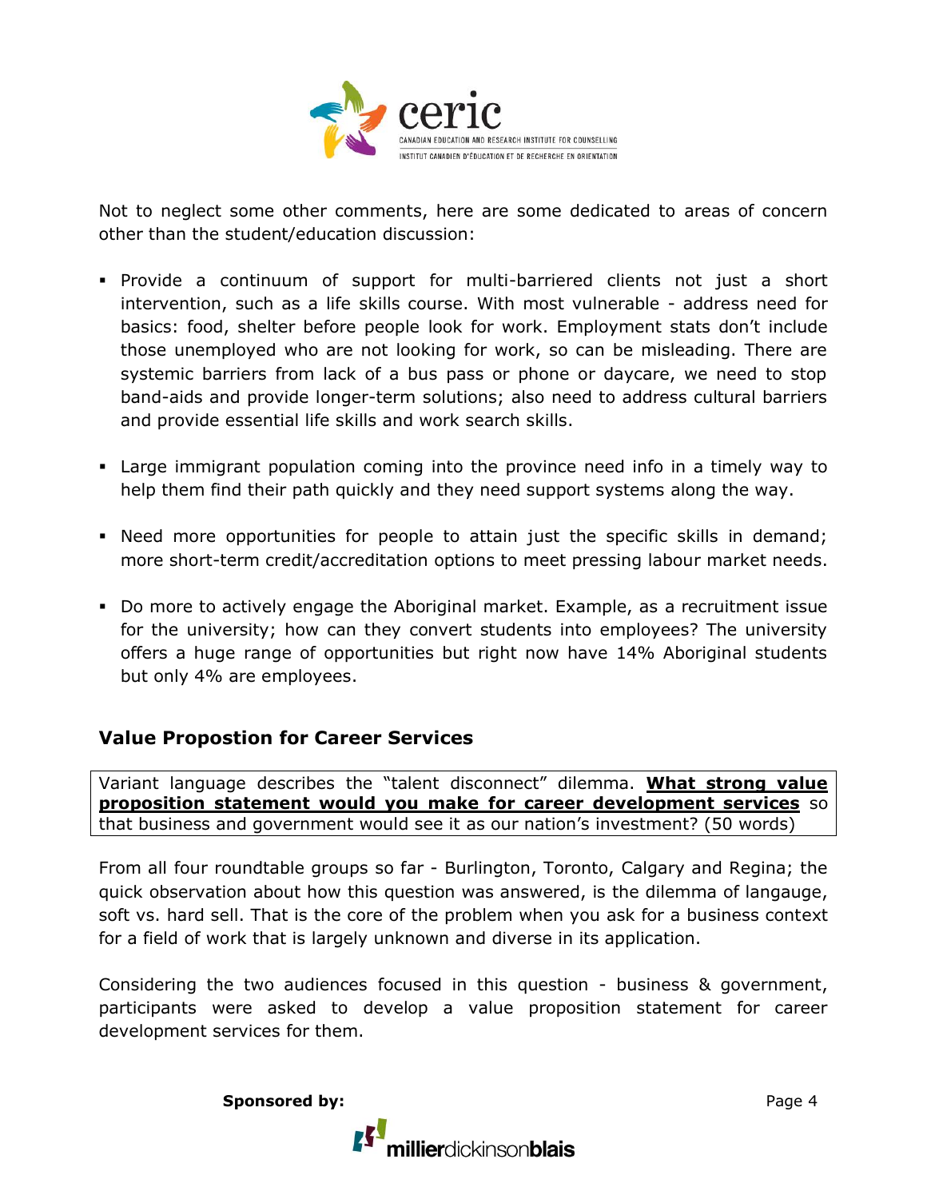Not to neglect some other comments, here are some dedicated to areas of concern other than the student/education discussion:

- Provide a continuum of support for multi-barriered clients not just a short intervention, such as a life skills course. With most vulnerable - address need for basics: food, shelter before people look for work. Employment stats don't include those unemployed who are not looking for work, so can be misleading. There are systemic barriers from lack of a bus pass or phone or daycare, we need to stop band-aids and provide longer-term solutions; also need to address cultural barriers and provide essential life skills and work search skills.

- Large immigrant population coming into the province need info in a timely way to help them find their path quickly and they need support systems along the way.

- Need more opportunities for people to attain just the specific skills in demand; more short-term credit/accreditation options to meet pressing labour market needs.

- Do more to actively engage the Aboriginal market. Example, as a recruitment issue for the university; how can they convert students into employees? The university offers a huge range of opportunities but right now have 14% Aboriginal students but only 4% are employees.

## Value Propostion for Career Services

Variant language describes the "talent disconnect" dilemma. **What strong value proposition statement would you make for career development services** so that business and government would see it as our nation's investment? (50 words)

From all four roundtable groups so far - Burlington, Toronto, Calgary and Regina; the quick observation about how this question was answered, is the dilemma of langauge, soft vs. hard sell. That is the core of the problem when you ask for a business context for a field of work that is largely unknown and diverse in its application.

Considering the two audiences focused in this question - business & government, participants were asked to develop a value proposition statement for career development services for them.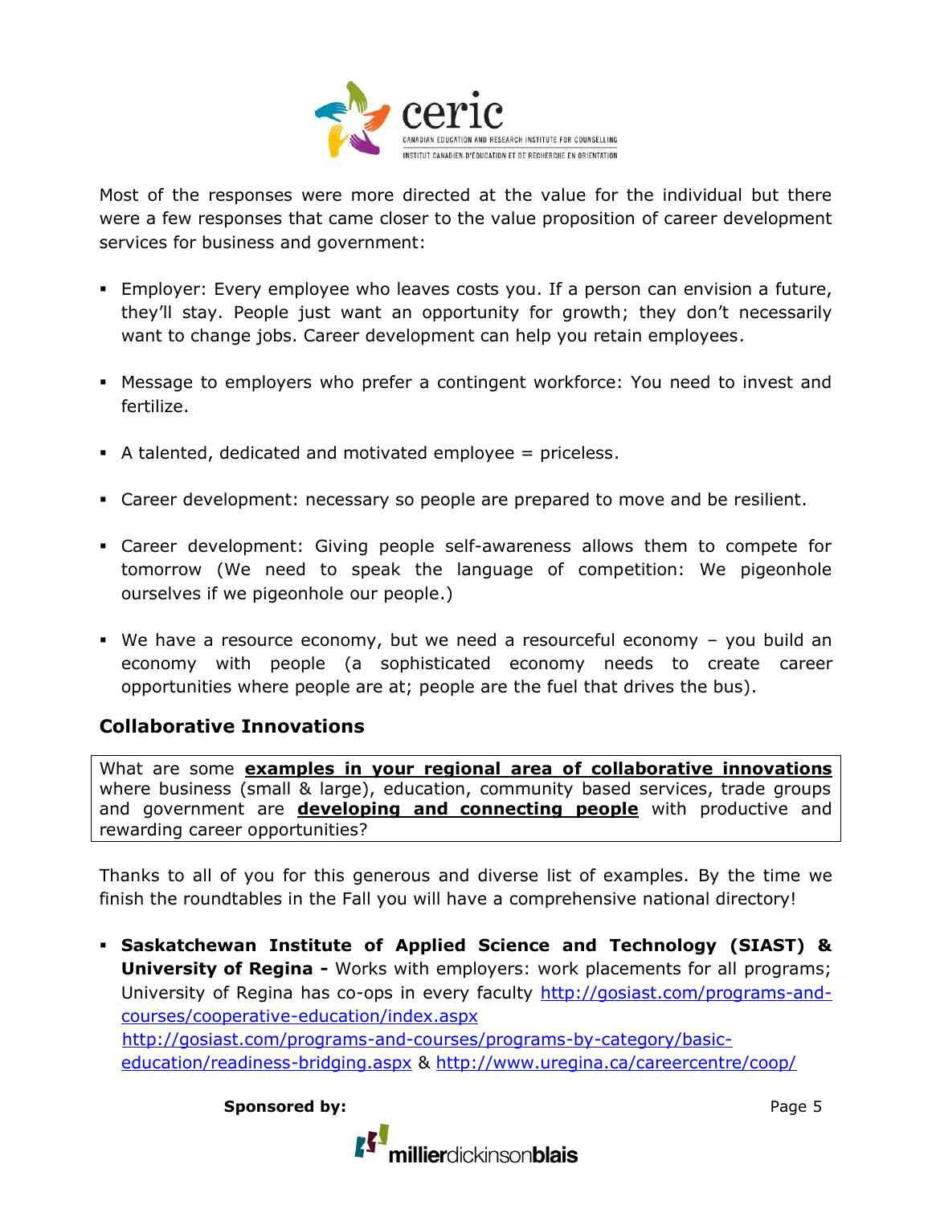Most of the responses were more directed at the value for the individual but there were a few responses that came closer to the value proposition of career development services for business and government:

- Employer: Every employee who leaves costs you. If a person can envision a future, they'll stay. People just want an opportunity for growth; they don't necessarily want to change jobs. Career development can help you retain employees.
- Message to employers who prefer a contingent workforce: You need to invest and fertilize.
- A talented, dedicated and motivated employee = priceless.
- Career development: necessary so people are prepared to move and be resilient.
- Career development: Giving people self-awareness allows them to compete for tomorrow (We need to speak the language of competition: We pigeonhole ourselves if we pigeonhole our people.)
- We have a resource economy, but we need a resourceful economy – you build an economy with people (a sophisticated economy needs to create career opportunities where people are at; people are the fuel that drives the bus).

## Collaborative Innovations

What are some **examples in your regional area of collaborative innovations** where business (small & large), education, community based services, trade groups and government are **developing and connecting people** with productive and rewarding career opportunities?

Thanks to all of you for this generous and diverse list of examples. By the time we finish the roundtables in the Fall you will have a comprehensive national directory!

- **Saskatchewan Institute of Applied Science and Technology (SIAST) & University of Regina -** Works with employers: work placements for all programs; University of Regina has co-ops in every faculty http://gosiast.com/programs-and-courses/cooperative-education/index.aspx http://gosiast.com/programs-and-courses/programs-by-category/basic-education/readiness-bridging.aspx & http://www.uregina.ca/careercentre/coop/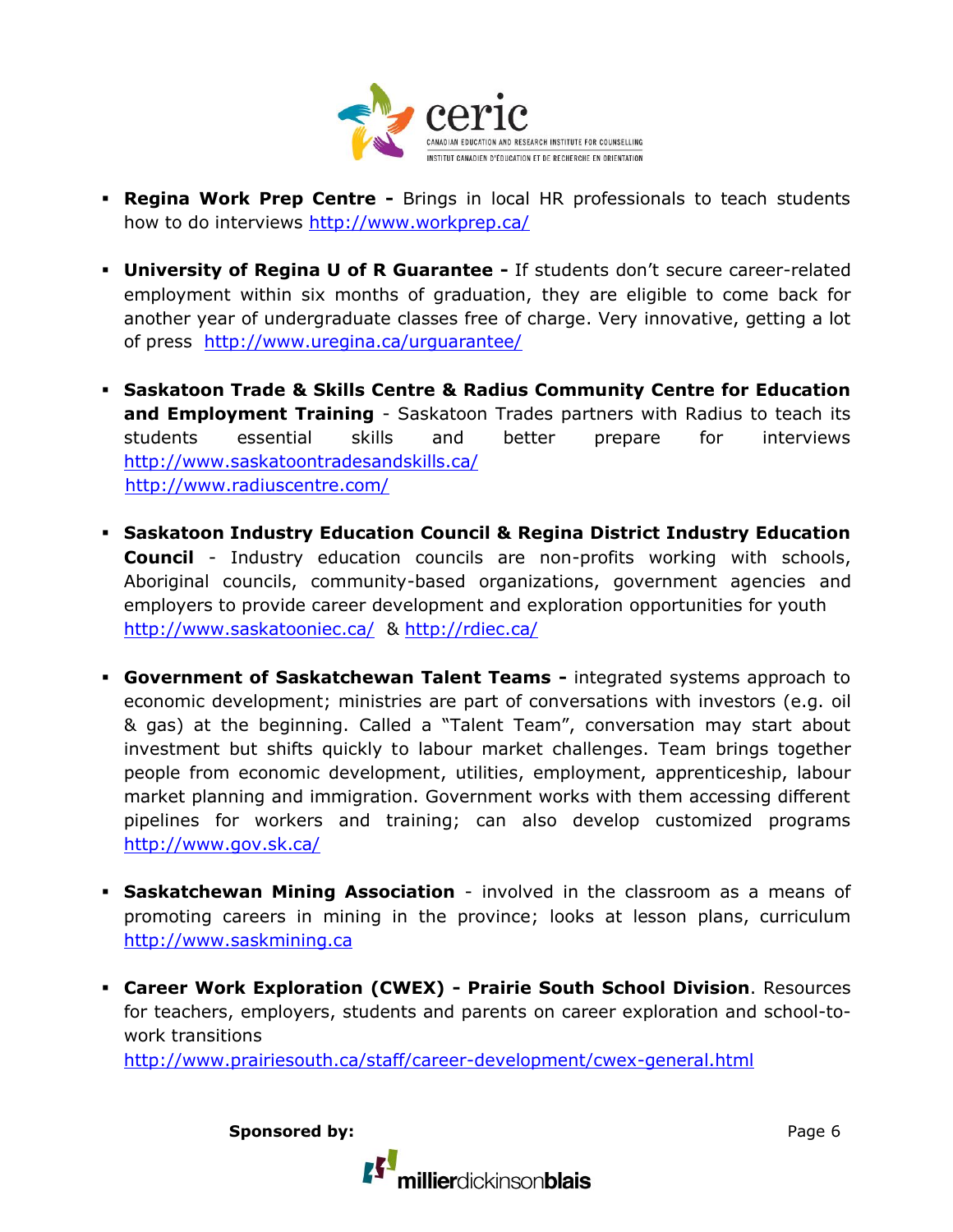- **Regina Work Prep Centre -** Brings in local HR professionals to teach students how to do interviews http://www.workprep.ca/

- **University of Regina U of R Guarantee -** If students don't secure career-related employment within six months of graduation, they are eligible to come back for another year of undergraduate classes free of charge. Very innovative, getting a lot of press http://www.uregina.ca/urguarantee/

- **Saskatoon Trade & Skills Centre & Radius Community Centre for Education and Employment Training** - Saskatoon Trades partners with Radius to teach its students essential skills and better prepare for interviews http://www.saskatoontradesandskills.ca/ http://www.radiuscentre.com/

- **Saskatoon Industry Education Council & Regina District Industry Education Council** - Industry education councils are non-profits working with schools, Aboriginal councils, community-based organizations, government agencies and employers to provide career development and exploration opportunities for youth http://www.saskatooniec.ca/ & http://rdiec.ca/

- **Government of Saskatchewan Talent Teams -** integrated systems approach to economic development; ministries are part of conversations with investors (e.g. oil & gas) at the beginning. Called a "Talent Team", conversation may start about investment but shifts quickly to labour market challenges. Team brings together people from economic development, utilities, employment, apprenticeship, labour market planning and immigration. Government works with them accessing different pipelines for workers and training; can also develop customized programs http://www.gov.sk.ca/

- **Saskatchewan Mining Association** - involved in the classroom as a means of promoting careers in mining in the province; looks at lesson plans, curriculum http://www.saskmining.ca

- **Career Work Exploration (CWEX) - Prairie South School Division**. Resources for teachers, employers, students and parents on career exploration and school-to-work transitions http://www.prairiesouth.ca/staff/career-development/cwex-general.html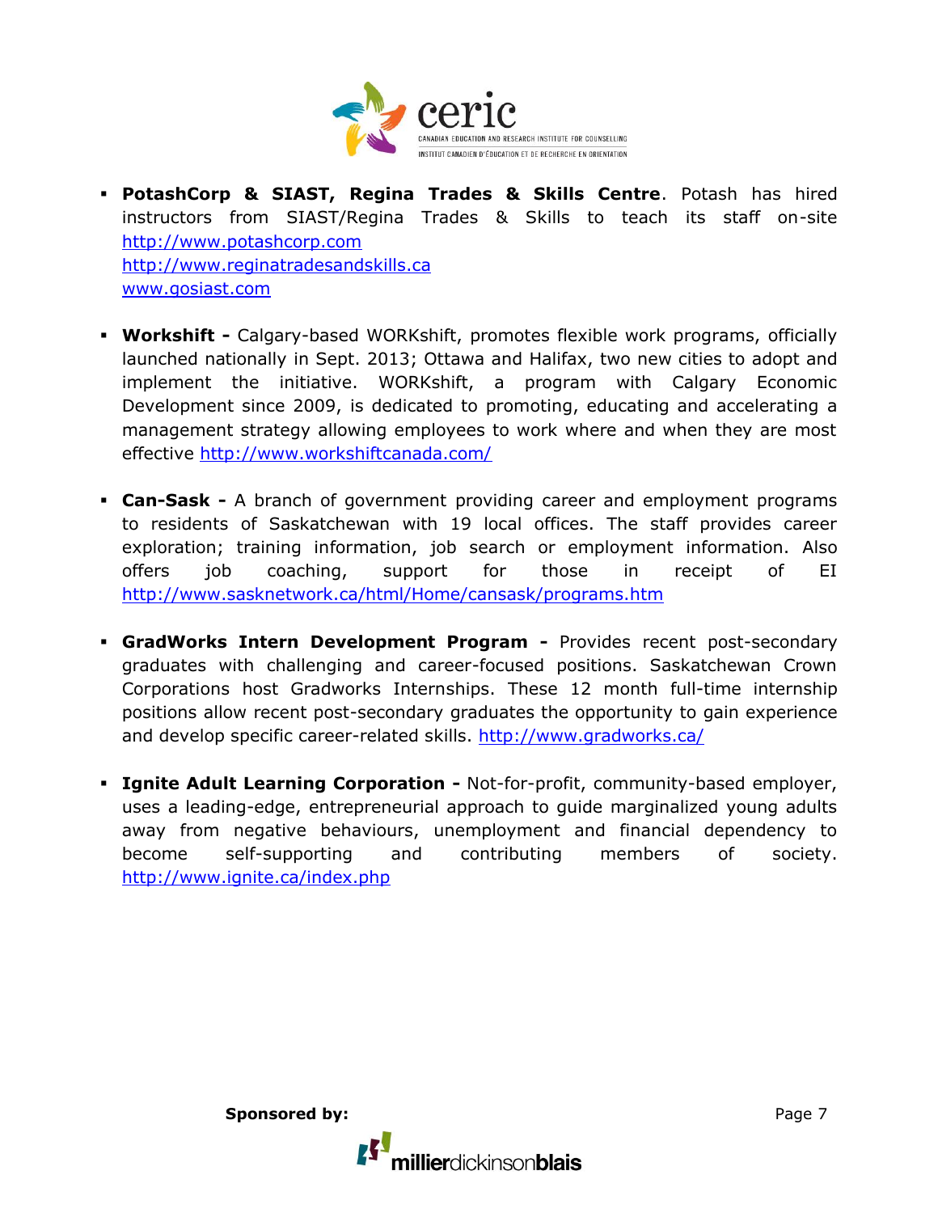- **PotashCorp & SIAST, Regina Trades & Skills Centre**. Potash has hired instructors from SIAST/Regina Trades & Skills to teach its staff on-site http://www.potashcorp.com
http://www.reginatradesandskills.ca
www.gosiast.com

- **Workshift -** Calgary-based WORKshift, promotes flexible work programs, officially launched nationally in Sept. 2013; Ottawa and Halifax, two new cities to adopt and implement the initiative. WORKshift, a program with Calgary Economic Development since 2009, is dedicated to promoting, educating and accelerating a management strategy allowing employees to work where and when they are most effective http://www.workshiftcanada.com/

- **Can-Sask -** A branch of government providing career and employment programs to residents of Saskatchewan with 19 local offices. The staff provides career exploration; training information, job search or employment information. Also offers job coaching, support for those in receipt of EI http://www.sasknetwork.ca/html/Home/cansask/programs.htm

- **GradWorks Intern Development Program -** Provides recent post-secondary graduates with challenging and career-focused positions. Saskatchewan Crown Corporations host Gradworks Internships. These 12 month full-time internship positions allow recent post-secondary graduates the opportunity to gain experience and develop specific career-related skills. http://www.gradworks.ca/

- **Ignite Adult Learning Corporation -** Not-for-profit, community-based employer, uses a leading-edge, entrepreneurial approach to guide marginalized young adults away from negative behaviours, unemployment and financial dependency to become self-supporting and contributing members of society. http://www.ignite.ca/index.php